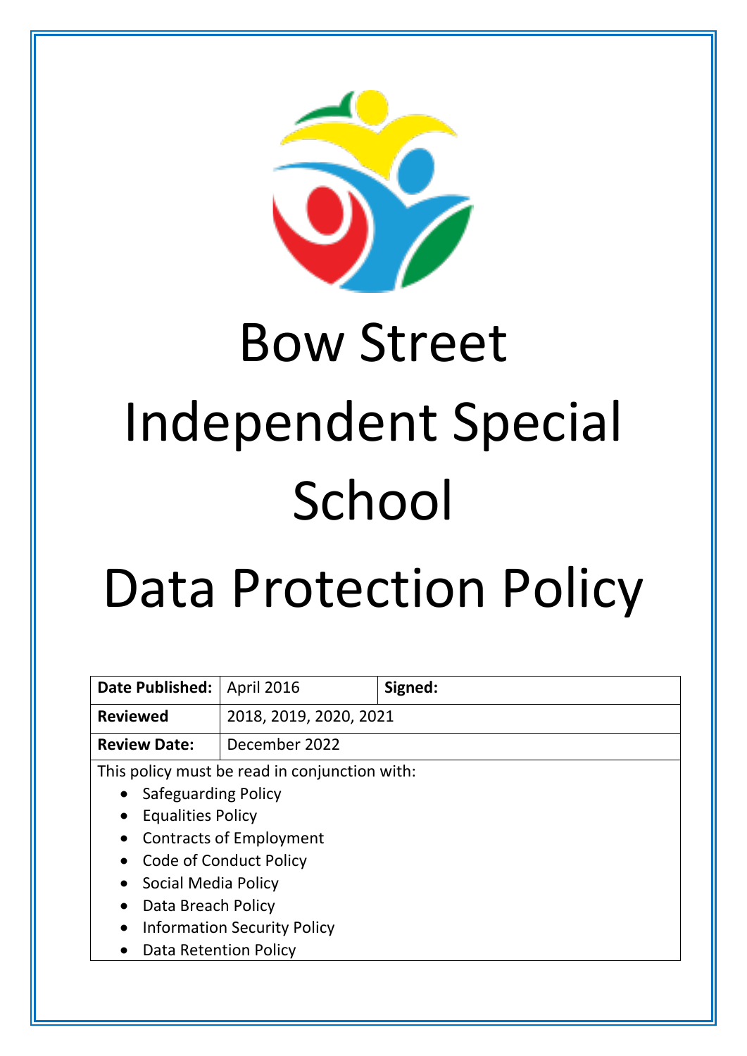# Bow Street Independent Special School

# Data Protection Policy

| | | |
|---|---|---|
| **Date Published:** | April 2016 | **Signed:** |
| **Reviewed** | 2018, 2019, 2020, 2021 | |
| **Review Date:** | December 2022 | |

This policy must be read in conjunction with:

- Safeguarding Policy
- Equalities Policy
- Contracts of Employment
- Code of Conduct Policy
- Social Media Policy
- Data Breach Policy
- Information Security Policy
- Data Retention Policy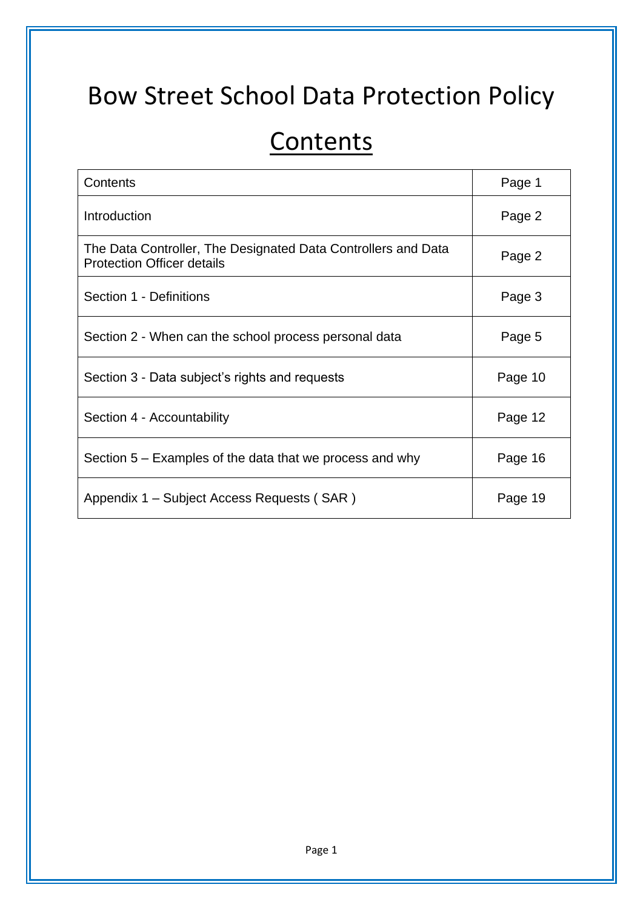# Bow Street School Data Protection Policy

## Contents

| Contents | Page 1 |
|---|---|
| Introduction | Page 2 |
| The Data Controller, The Designated Data Controllers and Data Protection Officer details | Page 2 |
| Section 1 - Definitions | Page 3 |
| Section 2 - When can the school process personal data | Page 5 |
| Section 3 - Data subject's rights and requests | Page 10 |
| Section 4 - Accountability | Page 12 |
| Section 5 – Examples of the data that we process and why | Page 16 |
| Appendix 1 – Subject Access Requests ( SAR ) | Page 19 |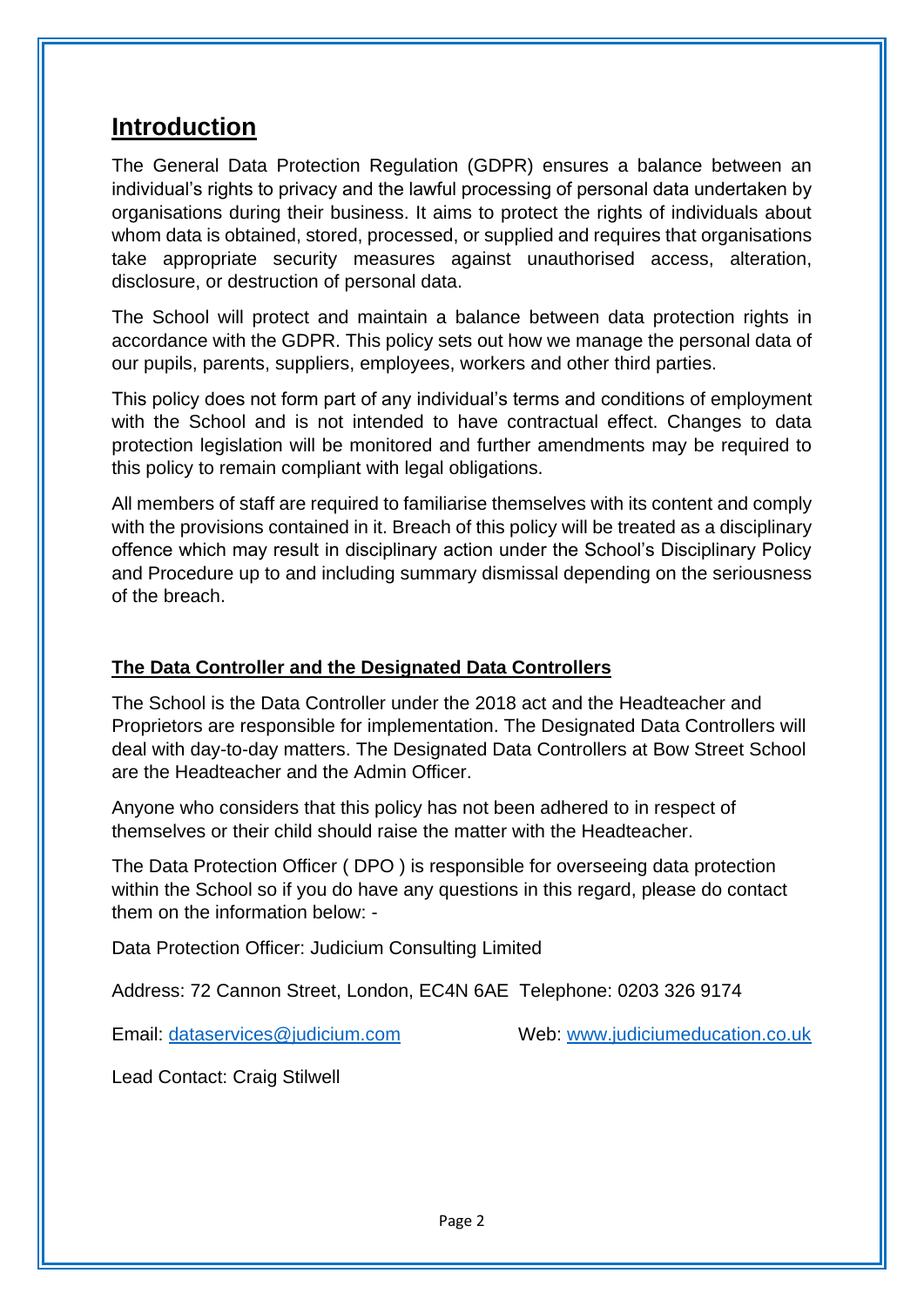# Introduction

The General Data Protection Regulation (GDPR) ensures a balance between an individual's rights to privacy and the lawful processing of personal data undertaken by organisations during their business. It aims to protect the rights of individuals about whom data is obtained, stored, processed, or supplied and requires that organisations take appropriate security measures against unauthorised access, alteration, disclosure, or destruction of personal data.

The School will protect and maintain a balance between data protection rights in accordance with the GDPR. This policy sets out how we manage the personal data of our pupils, parents, suppliers, employees, workers and other third parties.

This policy does not form part of any individual's terms and conditions of employment with the School and is not intended to have contractual effect. Changes to data protection legislation will be monitored and further amendments may be required to this policy to remain compliant with legal obligations.

All members of staff are required to familiarise themselves with its content and comply with the provisions contained in it. Breach of this policy will be treated as a disciplinary offence which may result in disciplinary action under the School's Disciplinary Policy and Procedure up to and including summary dismissal depending on the seriousness of the breach.

## The Data Controller and the Designated Data Controllers

The School is the Data Controller under the 2018 act and the Headteacher and Proprietors are responsible for implementation. The Designated Data Controllers will deal with day-to-day matters. The Designated Data Controllers at Bow Street School are the Headteacher and the Admin Officer.

Anyone who considers that this policy has not been adhered to in respect of themselves or their child should raise the matter with the Headteacher.

The Data Protection Officer ( DPO ) is responsible for overseeing data protection within the School so if you do have any questions in this regard, please do contact them on the information below: -

Data Protection Officer: Judicium Consulting Limited

Address: 72 Cannon Street, London, EC4N 6AE Telephone: 0203 326 9174

Email: dataservices@judicium.com Web: www.judiciumeducation.co.uk

Lead Contact: Craig Stilwell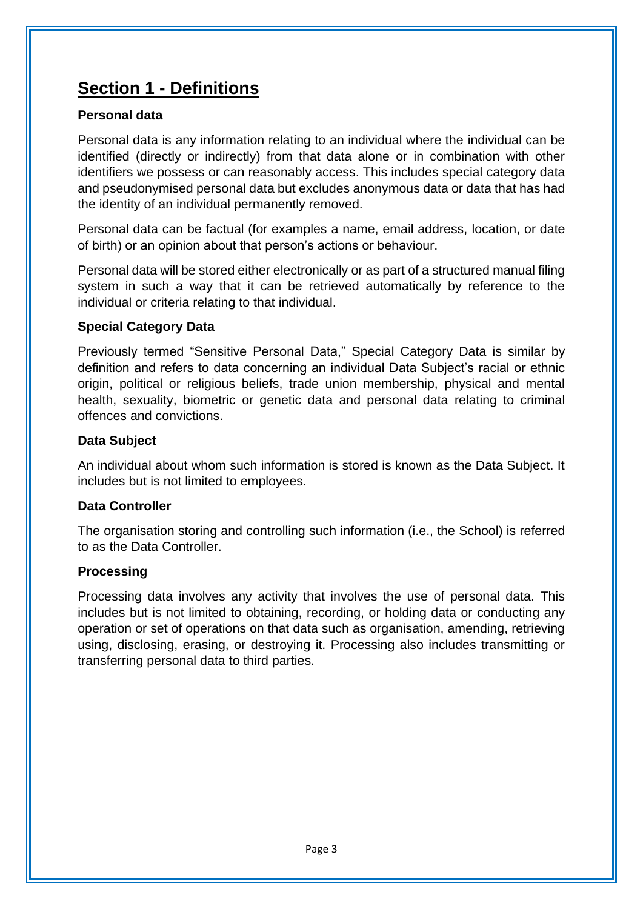## Section 1 - Definitions

**Personal data**

Personal data is any information relating to an individual where the individual can be identified (directly or indirectly) from that data alone or in combination with other identifiers we possess or can reasonably access. This includes special category data and pseudonymised personal data but excludes anonymous data or data that has had the identity of an individual permanently removed.

Personal data can be factual (for examples a name, email address, location, or date of birth) or an opinion about that person's actions or behaviour.

Personal data will be stored either electronically or as part of a structured manual filing system in such a way that it can be retrieved automatically by reference to the individual or criteria relating to that individual.

**Special Category Data**

Previously termed "Sensitive Personal Data," Special Category Data is similar by definition and refers to data concerning an individual Data Subject's racial or ethnic origin, political or religious beliefs, trade union membership, physical and mental health, sexuality, biometric or genetic data and personal data relating to criminal offences and convictions.

**Data Subject**

An individual about whom such information is stored is known as the Data Subject. It includes but is not limited to employees.

**Data Controller**

The organisation storing and controlling such information (i.e., the School) is referred to as the Data Controller.

**Processing**

Processing data involves any activity that involves the use of personal data. This includes but is not limited to obtaining, recording, or holding data or conducting any operation or set of operations on that data such as organisation, amending, retrieving using, disclosing, erasing, or destroying it. Processing also includes transmitting or transferring personal data to third parties.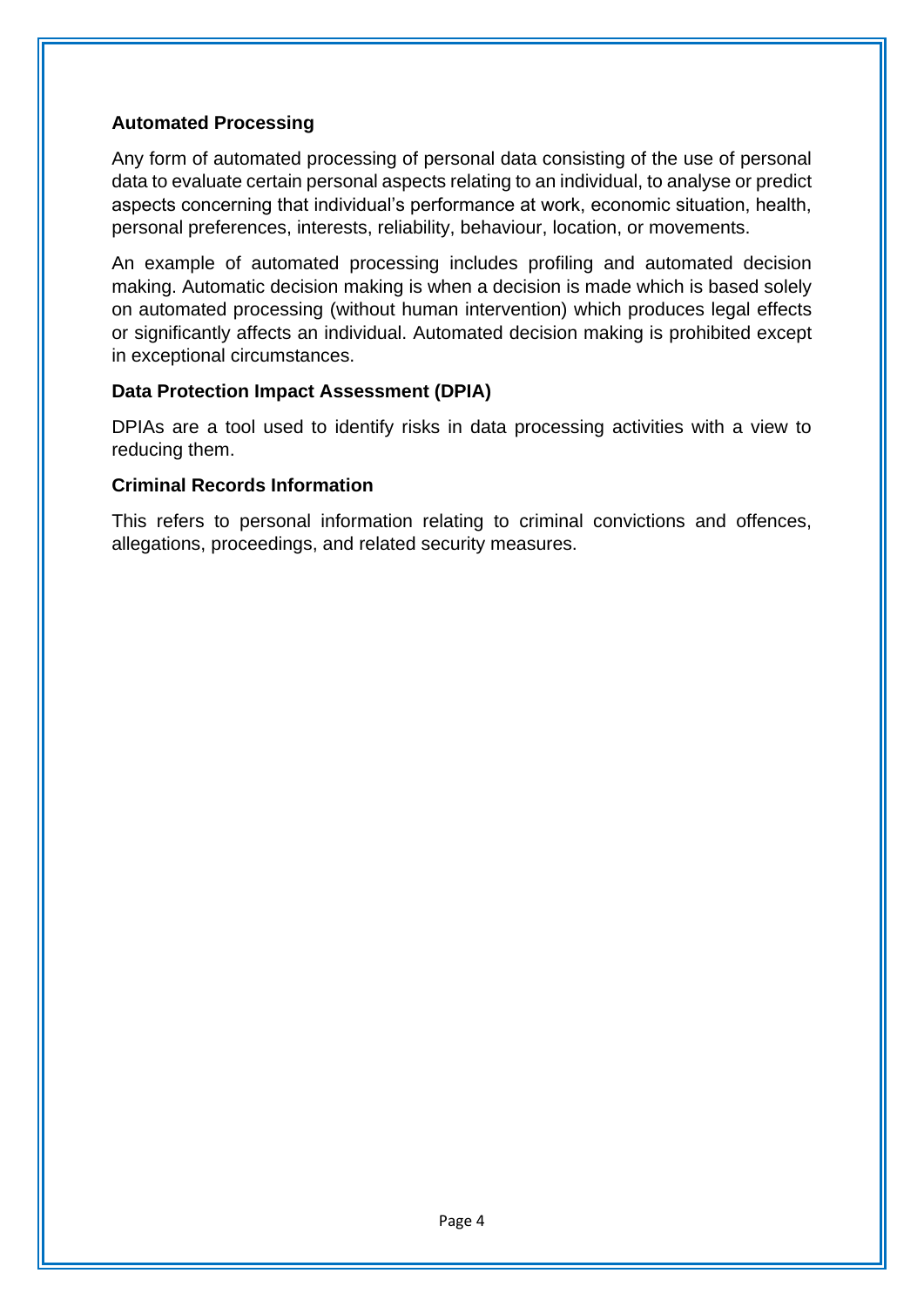**Automated Processing**

Any form of automated processing of personal data consisting of the use of personal data to evaluate certain personal aspects relating to an individual, to analyse or predict aspects concerning that individual's performance at work, economic situation, health, personal preferences, interests, reliability, behaviour, location, or movements.

An example of automated processing includes profiling and automated decision making. Automatic decision making is when a decision is made which is based solely on automated processing (without human intervention) which produces legal effects or significantly affects an individual. Automated decision making is prohibited except in exceptional circumstances.

**Data Protection Impact Assessment (DPIA)**

DPIAs are a tool used to identify risks in data processing activities with a view to reducing them.

**Criminal Records Information**

This refers to personal information relating to criminal convictions and offences, allegations, proceedings, and related security measures.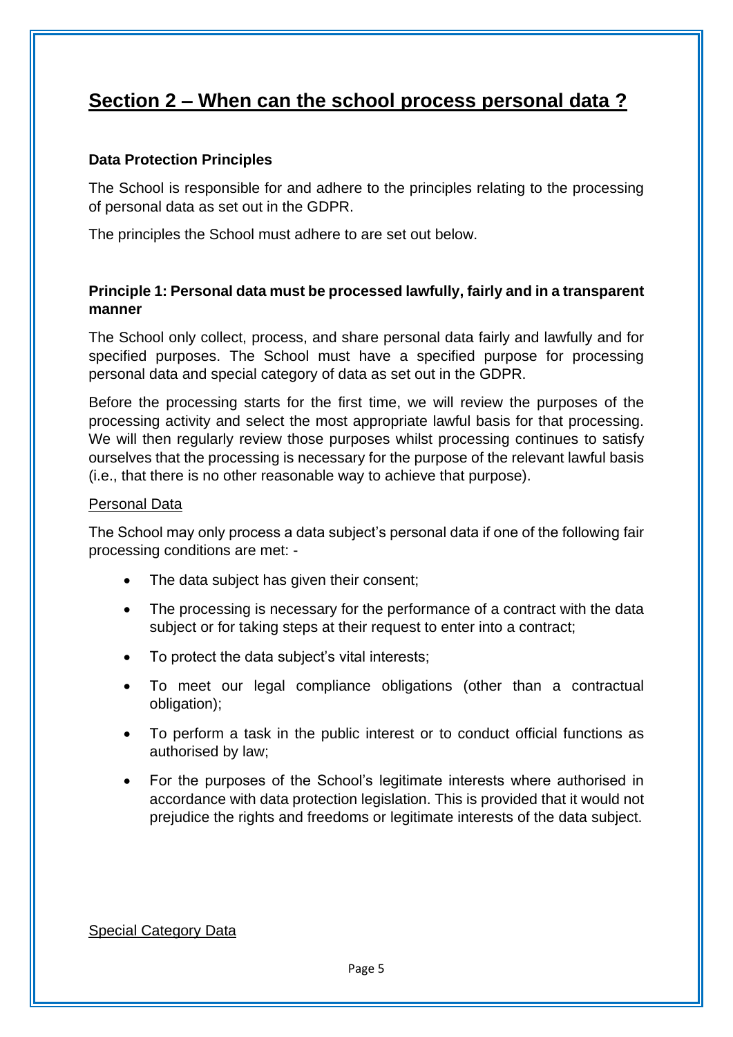## Section 2 – When can the school process personal data ?

**Data Protection Principles**

The School is responsible for and adhere to the principles relating to the processing of personal data as set out in the GDPR.

The principles the School must adhere to are set out below.

**Principle 1: Personal data must be processed lawfully, fairly and in a transparent manner**

The School only collect, process, and share personal data fairly and lawfully and for specified purposes. The School must have a specified purpose for processing personal data and special category of data as set out in the GDPR.

Before the processing starts for the first time, we will review the purposes of the processing activity and select the most appropriate lawful basis for that processing. We will then regularly review those purposes whilst processing continues to satisfy ourselves that the processing is necessary for the purpose of the relevant lawful basis (i.e., that there is no other reasonable way to achieve that purpose).

Personal Data

The School may only process a data subject's personal data if one of the following fair processing conditions are met: -

- The data subject has given their consent;
- The processing is necessary for the performance of a contract with the data subject or for taking steps at their request to enter into a contract;
- To protect the data subject's vital interests;
- To meet our legal compliance obligations (other than a contractual obligation);
- To perform a task in the public interest or to conduct official functions as authorised by law;
- For the purposes of the School's legitimate interests where authorised in accordance with data protection legislation. This is provided that it would not prejudice the rights and freedoms or legitimate interests of the data subject.

Special Category Data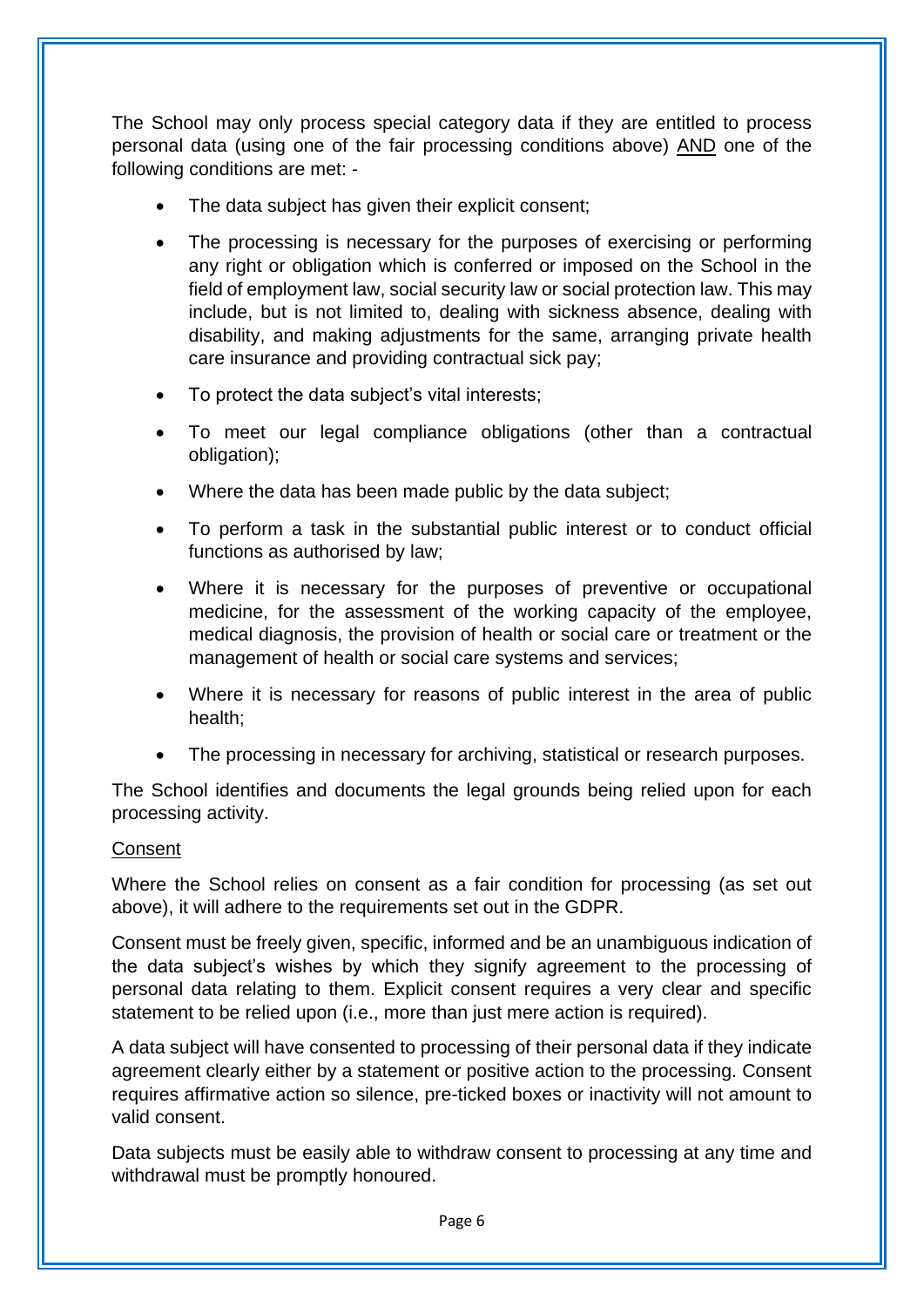The School may only process special category data if they are entitled to process personal data (using one of the fair processing conditions above) AND one of the following conditions are met: -

- The data subject has given their explicit consent;
- The processing is necessary for the purposes of exercising or performing any right or obligation which is conferred or imposed on the School in the field of employment law, social security law or social protection law. This may include, but is not limited to, dealing with sickness absence, dealing with disability, and making adjustments for the same, arranging private health care insurance and providing contractual sick pay;
- To protect the data subject's vital interests;
- To meet our legal compliance obligations (other than a contractual obligation);
- Where the data has been made public by the data subject;
- To perform a task in the substantial public interest or to conduct official functions as authorised by law;
- Where it is necessary for the purposes of preventive or occupational medicine, for the assessment of the working capacity of the employee, medical diagnosis, the provision of health or social care or treatment or the management of health or social care systems and services;
- Where it is necessary for reasons of public interest in the area of public health;
- The processing in necessary for archiving, statistical or research purposes.

The School identifies and documents the legal grounds being relied upon for each processing activity.

Consent

Where the School relies on consent as a fair condition for processing (as set out above), it will adhere to the requirements set out in the GDPR.

Consent must be freely given, specific, informed and be an unambiguous indication of the data subject's wishes by which they signify agreement to the processing of personal data relating to them. Explicit consent requires a very clear and specific statement to be relied upon (i.e., more than just mere action is required).

A data subject will have consented to processing of their personal data if they indicate agreement clearly either by a statement or positive action to the processing. Consent requires affirmative action so silence, pre-ticked boxes or inactivity will not amount to valid consent.

Data subjects must be easily able to withdraw consent to processing at any time and withdrawal must be promptly honoured.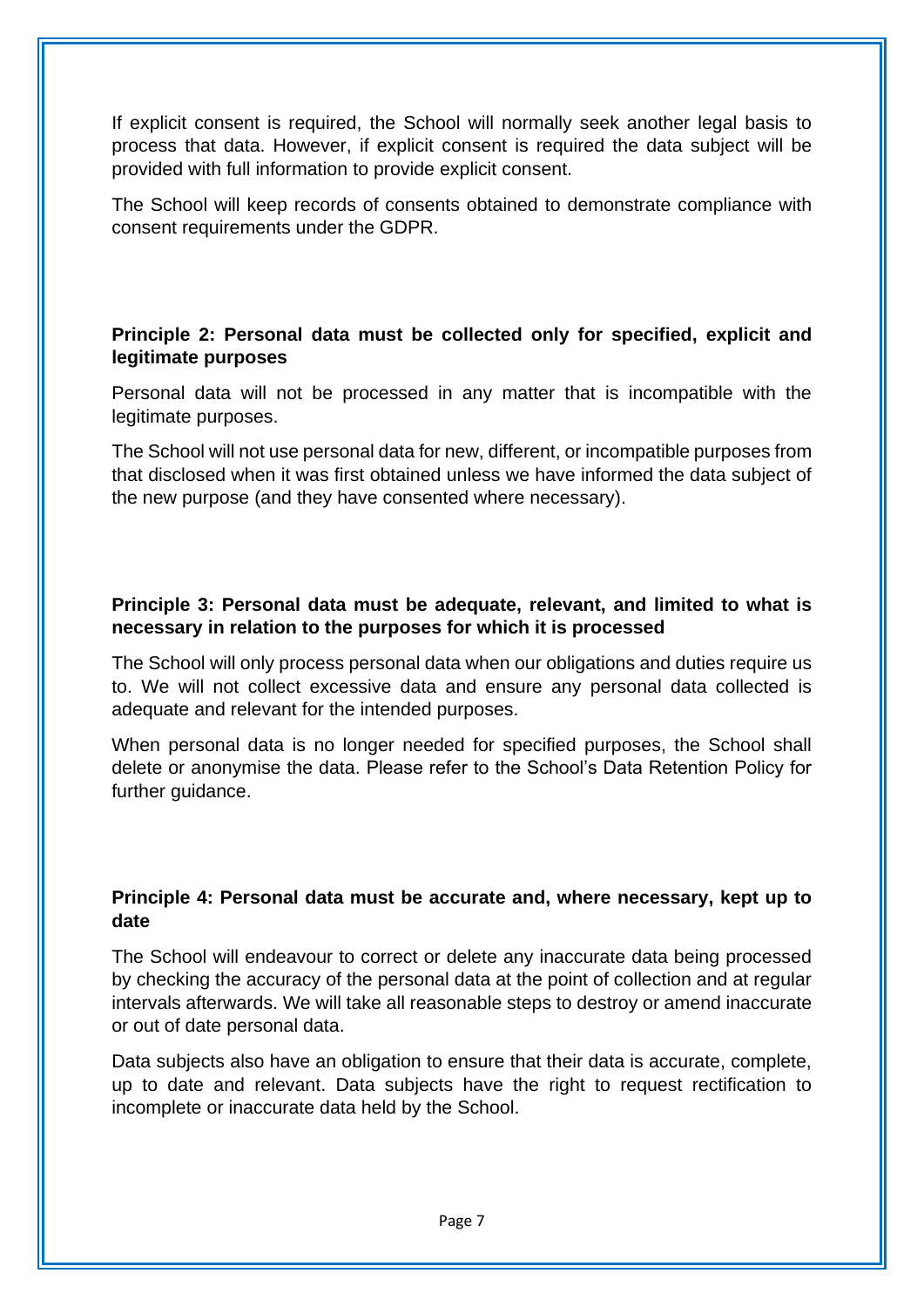If explicit consent is required, the School will normally seek another legal basis to process that data. However, if explicit consent is required the data subject will be provided with full information to provide explicit consent.

The School will keep records of consents obtained to demonstrate compliance with consent requirements under the GDPR.

**Principle 2: Personal data must be collected only for specified, explicit and legitimate purposes**

Personal data will not be processed in any matter that is incompatible with the legitimate purposes.

The School will not use personal data for new, different, or incompatible purposes from that disclosed when it was first obtained unless we have informed the data subject of the new purpose (and they have consented where necessary).

**Principle 3: Personal data must be adequate, relevant, and limited to what is necessary in relation to the purposes for which it is processed**

The School will only process personal data when our obligations and duties require us to. We will not collect excessive data and ensure any personal data collected is adequate and relevant for the intended purposes.

When personal data is no longer needed for specified purposes, the School shall delete or anonymise the data. Please refer to the School's Data Retention Policy for further guidance.

**Principle 4: Personal data must be accurate and, where necessary, kept up to date**

The School will endeavour to correct or delete any inaccurate data being processed by checking the accuracy of the personal data at the point of collection and at regular intervals afterwards. We will take all reasonable steps to destroy or amend inaccurate or out of date personal data.

Data subjects also have an obligation to ensure that their data is accurate, complete, up to date and relevant. Data subjects have the right to request rectification to incomplete or inaccurate data held by the School.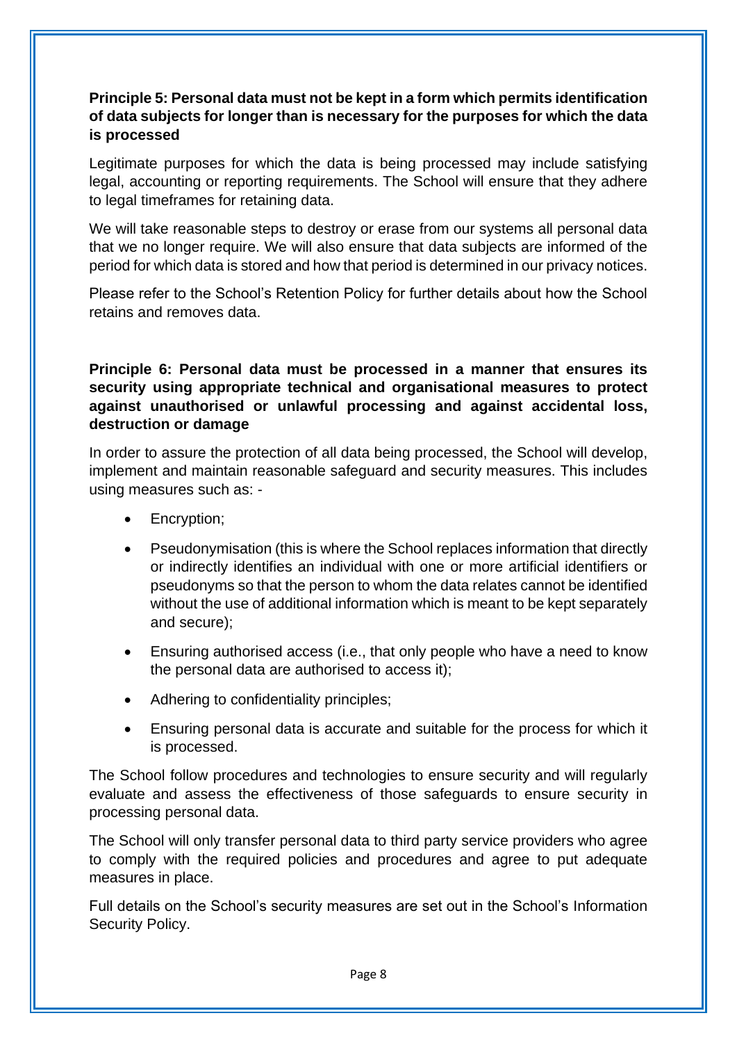**Principle 5: Personal data must not be kept in a form which permits identification of data subjects for longer than is necessary for the purposes for which the data is processed**

Legitimate purposes for which the data is being processed may include satisfying legal, accounting or reporting requirements. The School will ensure that they adhere to legal timeframes for retaining data.

We will take reasonable steps to destroy or erase from our systems all personal data that we no longer require. We will also ensure that data subjects are informed of the period for which data is stored and how that period is determined in our privacy notices.

Please refer to the School's Retention Policy for further details about how the School retains and removes data.

**Principle 6: Personal data must be processed in a manner that ensures its security using appropriate technical and organisational measures to protect against unauthorised or unlawful processing and against accidental loss, destruction or damage**

In order to assure the protection of all data being processed, the School will develop, implement and maintain reasonable safeguard and security measures. This includes using measures such as: -

- Encryption;
- Pseudonymisation (this is where the School replaces information that directly or indirectly identifies an individual with one or more artificial identifiers or pseudonyms so that the person to whom the data relates cannot be identified without the use of additional information which is meant to be kept separately and secure);
- Ensuring authorised access (i.e., that only people who have a need to know the personal data are authorised to access it);
- Adhering to confidentiality principles;
- Ensuring personal data is accurate and suitable for the process for which it is processed.

The School follow procedures and technologies to ensure security and will regularly evaluate and assess the effectiveness of those safeguards to ensure security in processing personal data.

The School will only transfer personal data to third party service providers who agree to comply with the required policies and procedures and agree to put adequate measures in place.

Full details on the School's security measures are set out in the School's Information Security Policy.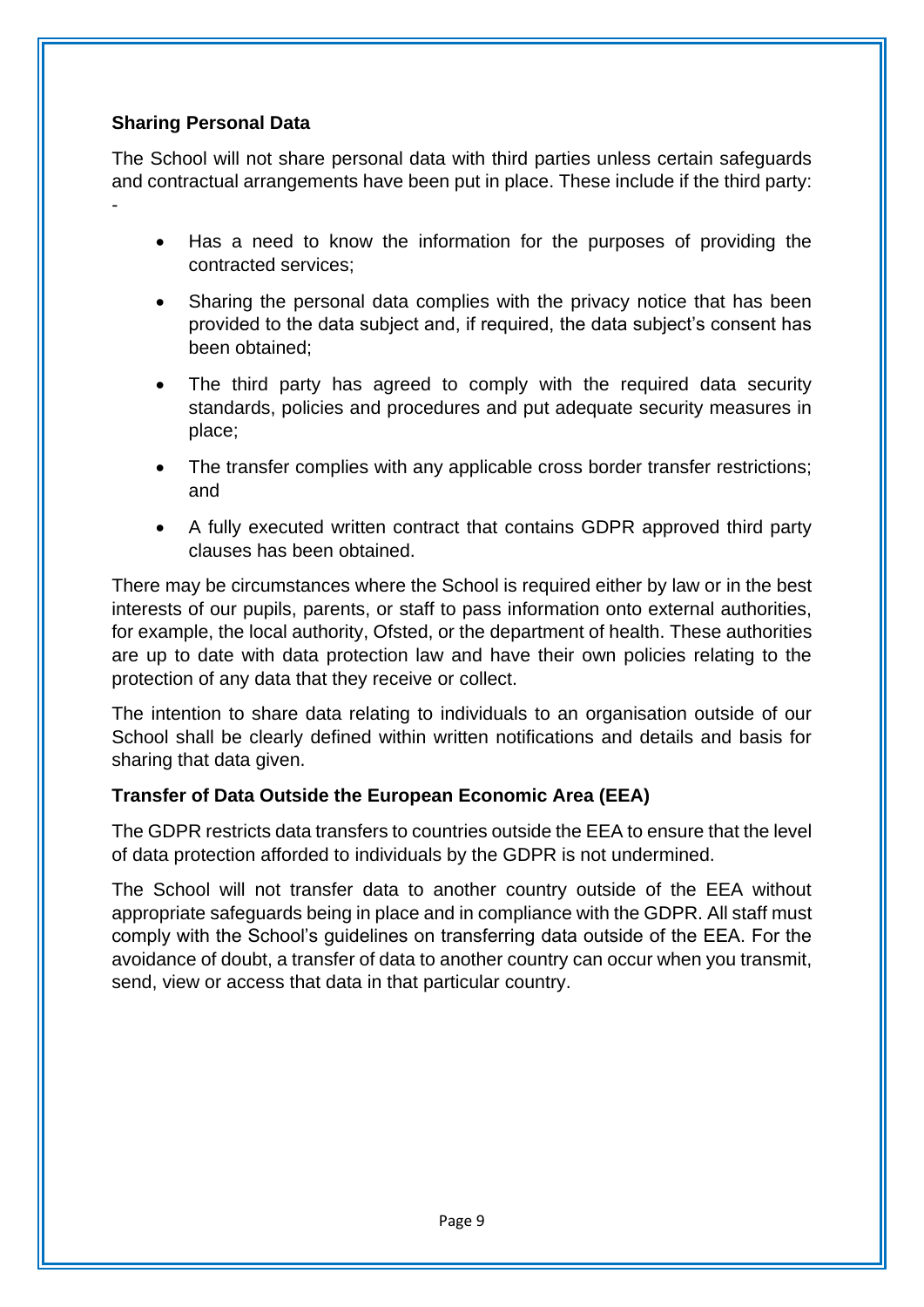**Sharing Personal Data**

The School will not share personal data with third parties unless certain safeguards and contractual arrangements have been put in place. These include if the third party: -

- Has a need to know the information for the purposes of providing the contracted services;
- Sharing the personal data complies with the privacy notice that has been provided to the data subject and, if required, the data subject's consent has been obtained;
- The third party has agreed to comply with the required data security standards, policies and procedures and put adequate security measures in place;
- The transfer complies with any applicable cross border transfer restrictions; and
- A fully executed written contract that contains GDPR approved third party clauses has been obtained.

There may be circumstances where the School is required either by law or in the best interests of our pupils, parents, or staff to pass information onto external authorities, for example, the local authority, Ofsted, or the department of health. These authorities are up to date with data protection law and have their own policies relating to the protection of any data that they receive or collect.

The intention to share data relating to individuals to an organisation outside of our School shall be clearly defined within written notifications and details and basis for sharing that data given.

**Transfer of Data Outside the European Economic Area (EEA)**

The GDPR restricts data transfers to countries outside the EEA to ensure that the level of data protection afforded to individuals by the GDPR is not undermined.

The School will not transfer data to another country outside of the EEA without appropriate safeguards being in place and in compliance with the GDPR. All staff must comply with the School's guidelines on transferring data outside of the EEA. For the avoidance of doubt, a transfer of data to another country can occur when you transmit, send, view or access that data in that particular country.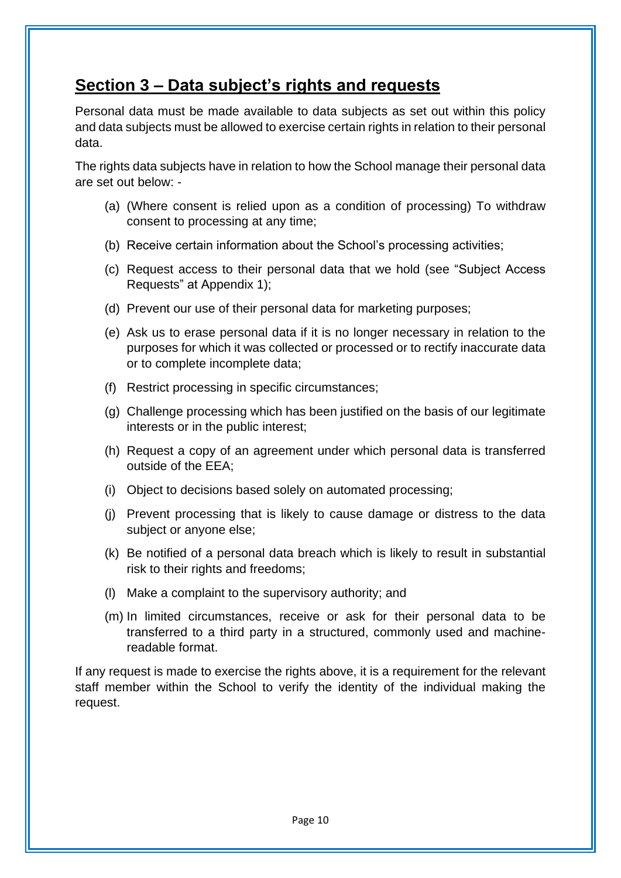## Section 3 – Data subject's rights and requests

Personal data must be made available to data subjects as set out within this policy and data subjects must be allowed to exercise certain rights in relation to their personal data.

The rights data subjects have in relation to how the School manage their personal data are set out below: -

(a) (Where consent is relied upon as a condition of processing) To withdraw consent to processing at any time;

(b) Receive certain information about the School's processing activities;

(c) Request access to their personal data that we hold (see "Subject Access Requests" at Appendix 1);

(d) Prevent our use of their personal data for marketing purposes;

(e) Ask us to erase personal data if it is no longer necessary in relation to the purposes for which it was collected or processed or to rectify inaccurate data or to complete incomplete data;

(f) Restrict processing in specific circumstances;

(g) Challenge processing which has been justified on the basis of our legitimate interests or in the public interest;

(h) Request a copy of an agreement under which personal data is transferred outside of the EEA;

(i) Object to decisions based solely on automated processing;

(j) Prevent processing that is likely to cause damage or distress to the data subject or anyone else;

(k) Be notified of a personal data breach which is likely to result in substantial risk to their rights and freedoms;

(l) Make a complaint to the supervisory authority; and

(m) In limited circumstances, receive or ask for their personal data to be transferred to a third party in a structured, commonly used and machine-readable format.

If any request is made to exercise the rights above, it is a requirement for the relevant staff member within the School to verify the identity of the individual making the request.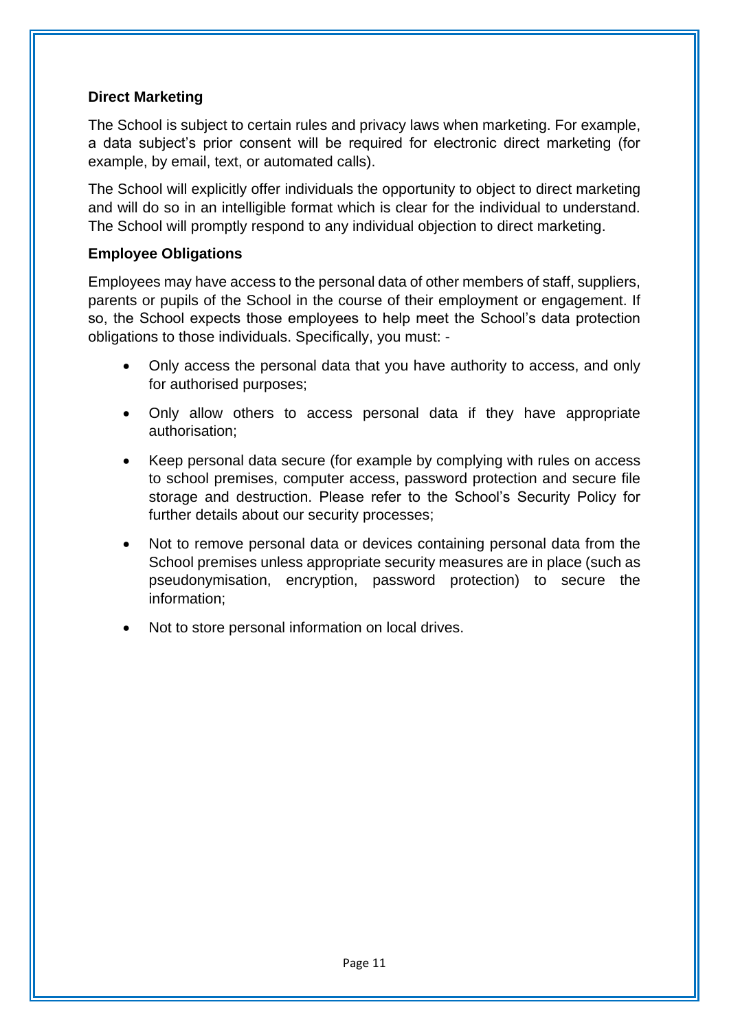**Direct Marketing**

The School is subject to certain rules and privacy laws when marketing. For example, a data subject's prior consent will be required for electronic direct marketing (for example, by email, text, or automated calls).

The School will explicitly offer individuals the opportunity to object to direct marketing and will do so in an intelligible format which is clear for the individual to understand. The School will promptly respond to any individual objection to direct marketing.

**Employee Obligations**

Employees may have access to the personal data of other members of staff, suppliers, parents or pupils of the School in the course of their employment or engagement. If so, the School expects those employees to help meet the School's data protection obligations to those individuals. Specifically, you must: -

- Only access the personal data that you have authority to access, and only for authorised purposes;
- Only allow others to access personal data if they have appropriate authorisation;
- Keep personal data secure (for example by complying with rules on access to school premises, computer access, password protection and secure file storage and destruction. Please refer to the School's Security Policy for further details about our security processes;
- Not to remove personal data or devices containing personal data from the School premises unless appropriate security measures are in place (such as pseudonymisation, encryption, password protection) to secure the information;
- Not to store personal information on local drives.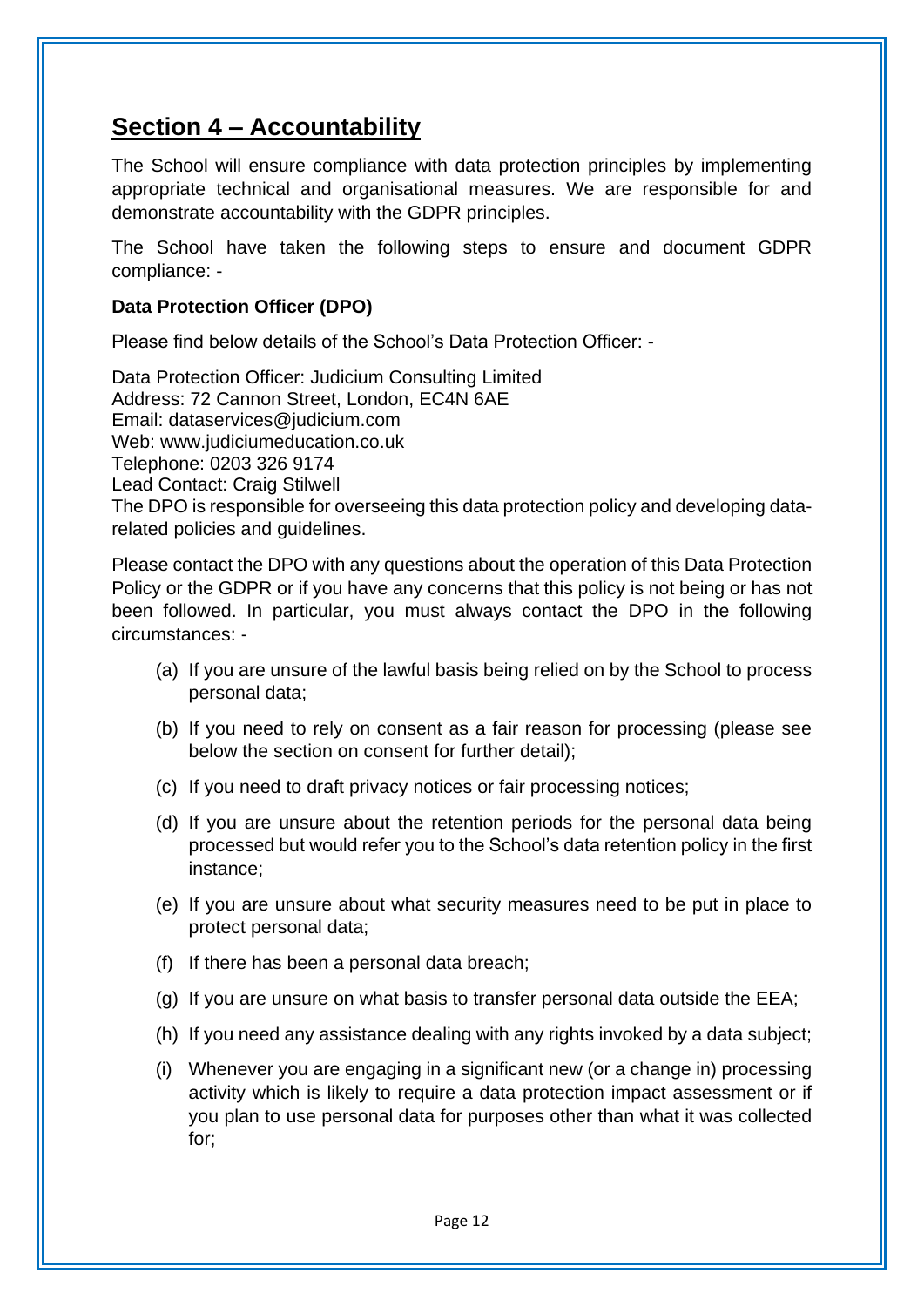## **Section 4 – Accountability**

The School will ensure compliance with data protection principles by implementing appropriate technical and organisational measures. We are responsible for and demonstrate accountability with the GDPR principles.

The School have taken the following steps to ensure and document GDPR compliance: -

**Data Protection Officer (DPO)**

Please find below details of the School's Data Protection Officer: -

Data Protection Officer: Judicium Consulting Limited
Address: 72 Cannon Street, London, EC4N 6AE
Email: dataservices@judicium.com
Web: www.judiciumeducation.co.uk
Telephone: 0203 326 9174
Lead Contact: Craig Stilwell
The DPO is responsible for overseeing this data protection policy and developing data-related policies and guidelines.

Please contact the DPO with any questions about the operation of this Data Protection Policy or the GDPR or if you have any concerns that this policy is not being or has not been followed. In particular, you must always contact the DPO in the following circumstances: -

(a) If you are unsure of the lawful basis being relied on by the School to process personal data;

(b) If you need to rely on consent as a fair reason for processing (please see below the section on consent for further detail);

(c) If you need to draft privacy notices or fair processing notices;

(d) If you are unsure about the retention periods for the personal data being processed but would refer you to the School's data retention policy in the first instance;

(e) If you are unsure about what security measures need to be put in place to protect personal data;

(f) If there has been a personal data breach;

(g) If you are unsure on what basis to transfer personal data outside the EEA;

(h) If you need any assistance dealing with any rights invoked by a data subject;

(i) Whenever you are engaging in a significant new (or a change in) processing activity which is likely to require a data protection impact assessment or if you plan to use personal data for purposes other than what it was collected for;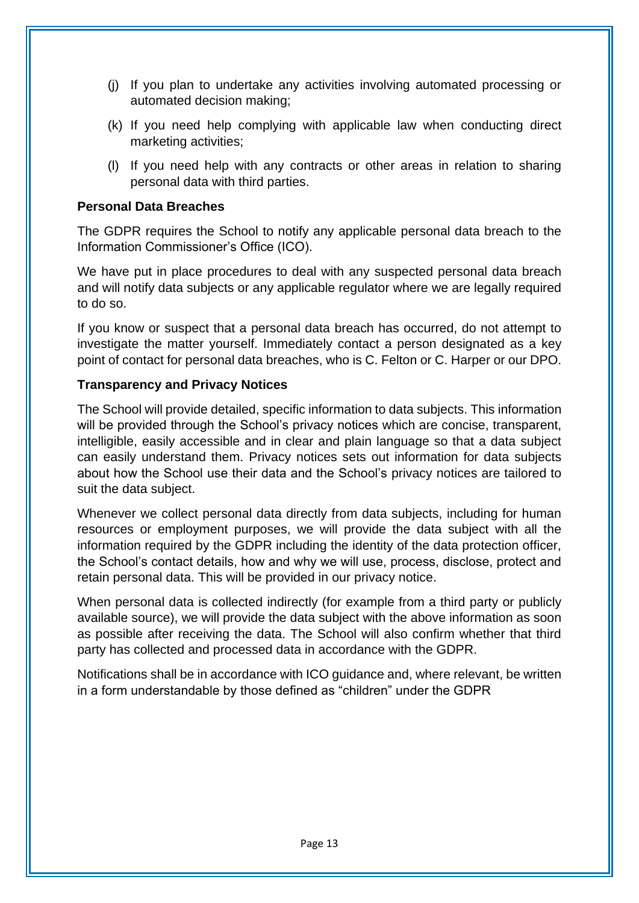(j) If you plan to undertake any activities involving automated processing or automated decision making;

(k) If you need help complying with applicable law when conducting direct marketing activities;

(l) If you need help with any contracts or other areas in relation to sharing personal data with third parties.

**Personal Data Breaches**

The GDPR requires the School to notify any applicable personal data breach to the Information Commissioner's Office (ICO).

We have put in place procedures to deal with any suspected personal data breach and will notify data subjects or any applicable regulator where we are legally required to do so.

If you know or suspect that a personal data breach has occurred, do not attempt to investigate the matter yourself. Immediately contact a person designated as a key point of contact for personal data breaches, who is C. Felton or C. Harper or our DPO.

**Transparency and Privacy Notices**

The School will provide detailed, specific information to data subjects. This information will be provided through the School's privacy notices which are concise, transparent, intelligible, easily accessible and in clear and plain language so that a data subject can easily understand them. Privacy notices sets out information for data subjects about how the School use their data and the School's privacy notices are tailored to suit the data subject.

Whenever we collect personal data directly from data subjects, including for human resources or employment purposes, we will provide the data subject with all the information required by the GDPR including the identity of the data protection officer, the School's contact details, how and why we will use, process, disclose, protect and retain personal data. This will be provided in our privacy notice.

When personal data is collected indirectly (for example from a third party or publicly available source), we will provide the data subject with the above information as soon as possible after receiving the data. The School will also confirm whether that third party has collected and processed data in accordance with the GDPR.

Notifications shall be in accordance with ICO guidance and, where relevant, be written in a form understandable by those defined as "children" under the GDPR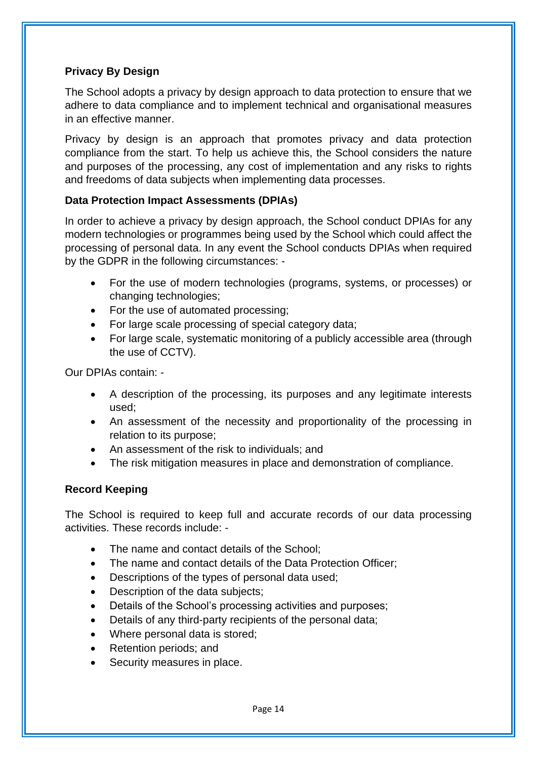**Privacy By Design**

The School adopts a privacy by design approach to data protection to ensure that we adhere to data compliance and to implement technical and organisational measures in an effective manner.

Privacy by design is an approach that promotes privacy and data protection compliance from the start. To help us achieve this, the School considers the nature and purposes of the processing, any cost of implementation and any risks to rights and freedoms of data subjects when implementing data processes.

**Data Protection Impact Assessments (DPIAs)**

In order to achieve a privacy by design approach, the School conduct DPIAs for any modern technologies or programmes being used by the School which could affect the processing of personal data. In any event the School conducts DPIAs when required by the GDPR in the following circumstances: -

- For the use of modern technologies (programs, systems, or processes) or changing technologies;
- For the use of automated processing;
- For large scale processing of special category data;
- For large scale, systematic monitoring of a publicly accessible area (through the use of CCTV).

Our DPIAs contain: -

- A description of the processing, its purposes and any legitimate interests used;
- An assessment of the necessity and proportionality of the processing in relation to its purpose;
- An assessment of the risk to individuals; and
- The risk mitigation measures in place and demonstration of compliance.

**Record Keeping**

The School is required to keep full and accurate records of our data processing activities. These records include: -

- The name and contact details of the School;
- The name and contact details of the Data Protection Officer;
- Descriptions of the types of personal data used;
- Description of the data subjects;
- Details of the School's processing activities and purposes;
- Details of any third-party recipients of the personal data;
- Where personal data is stored;
- Retention periods; and
- Security measures in place.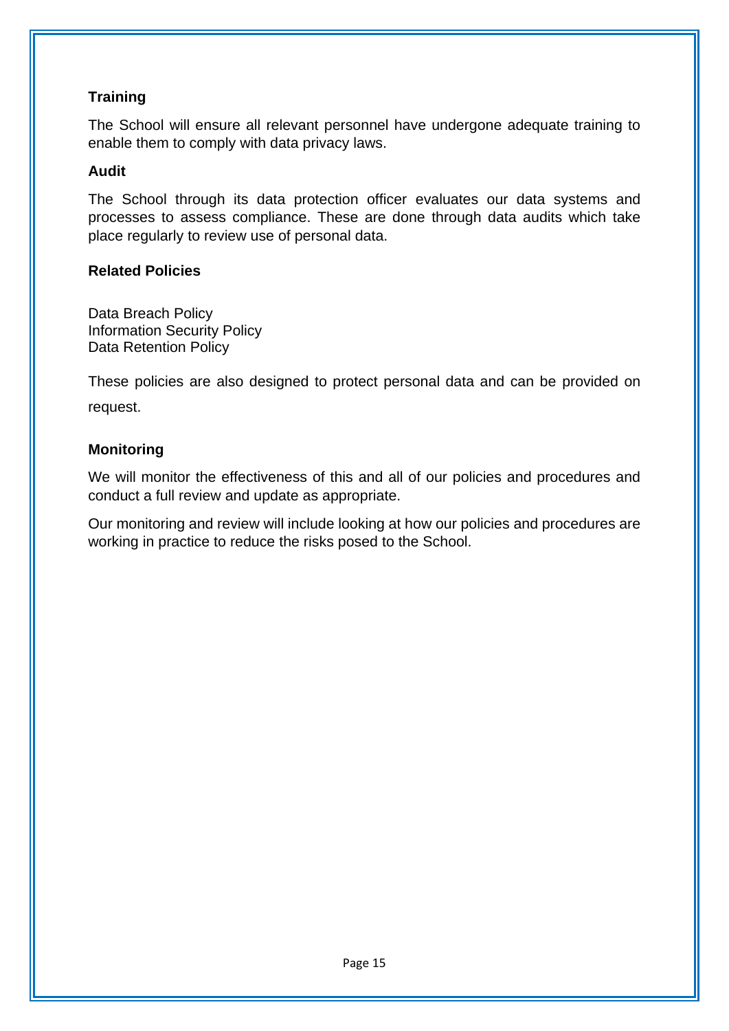### Training

The School will ensure all relevant personnel have undergone adequate training to enable them to comply with data privacy laws.

### Audit

The School through its data protection officer evaluates our data systems and processes to assess compliance. These are done through data audits which take place regularly to review use of personal data.

### Related Policies

Data Breach Policy
Information Security Policy
Data Retention Policy

These policies are also designed to protect personal data and can be provided on request.

### Monitoring

We will monitor the effectiveness of this and all of our policies and procedures and conduct a full review and update as appropriate.

Our monitoring and review will include looking at how our policies and procedures are working in practice to reduce the risks posed to the School.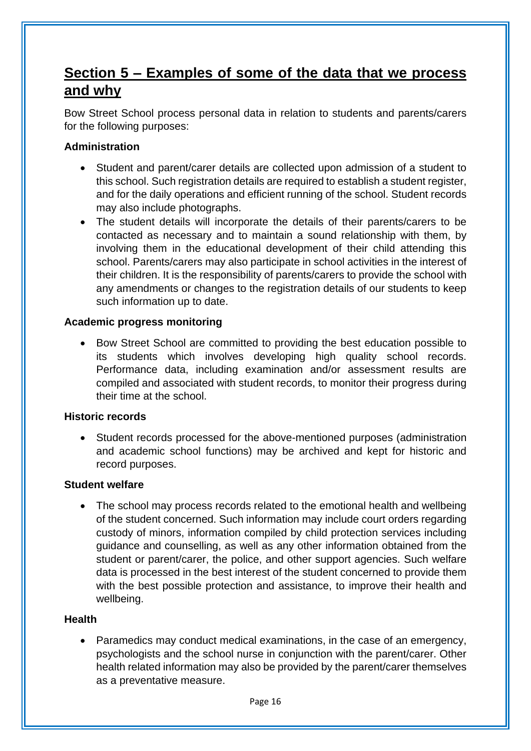## Section 5 – Examples of some of the data that we process and why

Bow Street School process personal data in relation to students and parents/carers for the following purposes:

**Administration**

- Student and parent/carer details are collected upon admission of a student to this school. Such registration details are required to establish a student register, and for the daily operations and efficient running of the school. Student records may also include photographs.
- The student details will incorporate the details of their parents/carers to be contacted as necessary and to maintain a sound relationship with them, by involving them in the educational development of their child attending this school. Parents/carers may also participate in school activities in the interest of their children. It is the responsibility of parents/carers to provide the school with any amendments or changes to the registration details of our students to keep such information up to date.

**Academic progress monitoring**

- Bow Street School are committed to providing the best education possible to its students which involves developing high quality school records. Performance data, including examination and/or assessment results are compiled and associated with student records, to monitor their progress during their time at the school.

**Historic records**

- Student records processed for the above-mentioned purposes (administration and academic school functions) may be archived and kept for historic and record purposes.

**Student welfare**

- The school may process records related to the emotional health and wellbeing of the student concerned. Such information may include court orders regarding custody of minors, information compiled by child protection services including guidance and counselling, as well as any other information obtained from the student or parent/carer, the police, and other support agencies. Such welfare data is processed in the best interest of the student concerned to provide them with the best possible protection and assistance, to improve their health and wellbeing.

**Health**

- Paramedics may conduct medical examinations, in the case of an emergency, psychologists and the school nurse in conjunction with the parent/carer. Other health related information may also be provided by the parent/carer themselves as a preventative measure.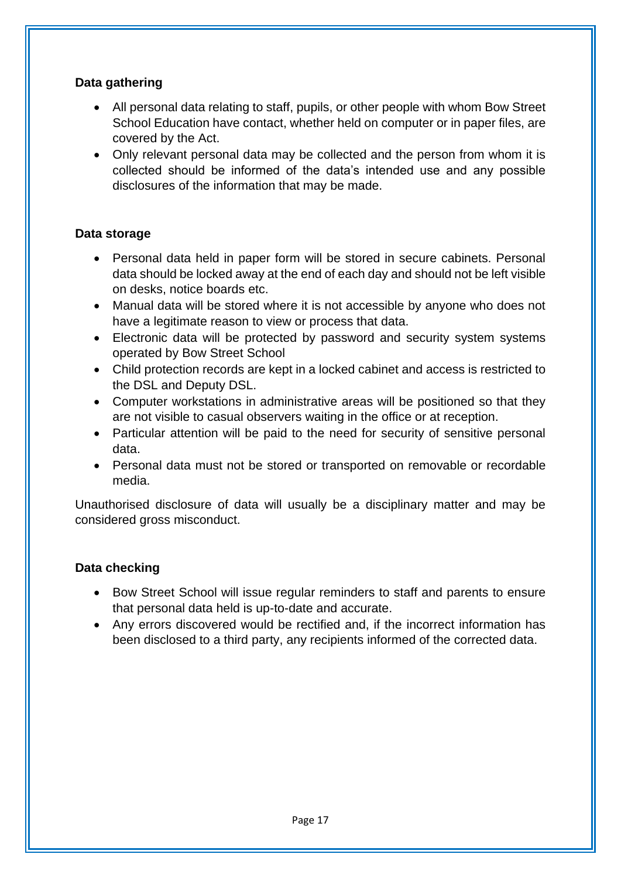**Data gathering**

- All personal data relating to staff, pupils, or other people with whom Bow Street School Education have contact, whether held on computer or in paper files, are covered by the Act.
- Only relevant personal data may be collected and the person from whom it is collected should be informed of the data's intended use and any possible disclosures of the information that may be made.

**Data storage**

- Personal data held in paper form will be stored in secure cabinets. Personal data should be locked away at the end of each day and should not be left visible on desks, notice boards etc.
- Manual data will be stored where it is not accessible by anyone who does not have a legitimate reason to view or process that data.
- Electronic data will be protected by password and security system systems operated by Bow Street School
- Child protection records are kept in a locked cabinet and access is restricted to the DSL and Deputy DSL.
- Computer workstations in administrative areas will be positioned so that they are not visible to casual observers waiting in the office or at reception.
- Particular attention will be paid to the need for security of sensitive personal data.
- Personal data must not be stored or transported on removable or recordable media.

Unauthorised disclosure of data will usually be a disciplinary matter and may be considered gross misconduct.

**Data checking**

- Bow Street School will issue regular reminders to staff and parents to ensure that personal data held is up-to-date and accurate.
- Any errors discovered would be rectified and, if the incorrect information has been disclosed to a third party, any recipients informed of the corrected data.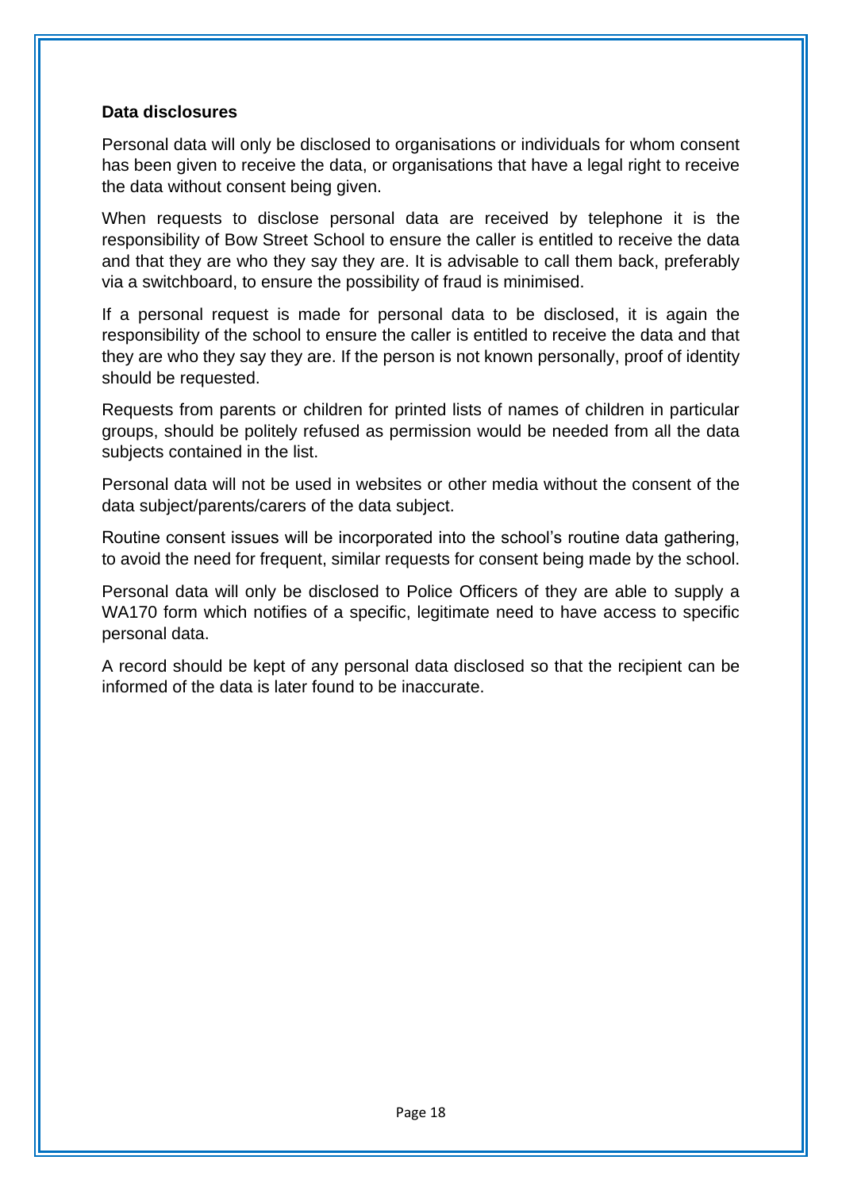**Data disclosures**

Personal data will only be disclosed to organisations or individuals for whom consent has been given to receive the data, or organisations that have a legal right to receive the data without consent being given.

When requests to disclose personal data are received by telephone it is the responsibility of Bow Street School to ensure the caller is entitled to receive the data and that they are who they say they are. It is advisable to call them back, preferably via a switchboard, to ensure the possibility of fraud is minimised.

If a personal request is made for personal data to be disclosed, it is again the responsibility of the school to ensure the caller is entitled to receive the data and that they are who they say they are. If the person is not known personally, proof of identity should be requested.

Requests from parents or children for printed lists of names of children in particular groups, should be politely refused as permission would be needed from all the data subjects contained in the list.

Personal data will not be used in websites or other media without the consent of the data subject/parents/carers of the data subject.

Routine consent issues will be incorporated into the school's routine data gathering, to avoid the need for frequent, similar requests for consent being made by the school.

Personal data will only be disclosed to Police Officers of they are able to supply a WA170 form which notifies of a specific, legitimate need to have access to specific personal data.

A record should be kept of any personal data disclosed so that the recipient can be informed of the data is later found to be inaccurate.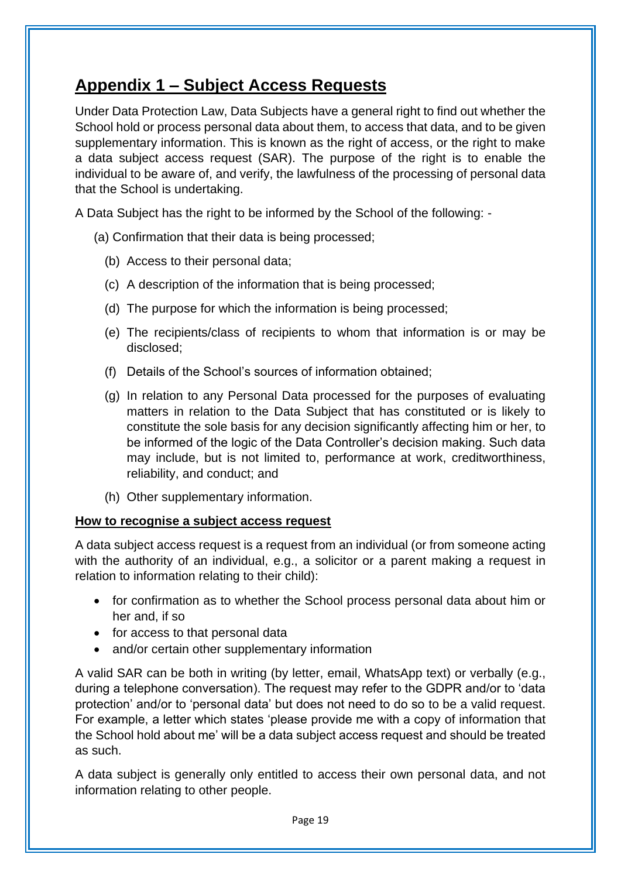## Appendix 1 – Subject Access Requests

Under Data Protection Law, Data Subjects have a general right to find out whether the School hold or process personal data about them, to access that data, and to be given supplementary information. This is known as the right of access, or the right to make a data subject access request (SAR). The purpose of the right is to enable the individual to be aware of, and verify, the lawfulness of the processing of personal data that the School is undertaking.

A Data Subject has the right to be informed by the School of the following: -

(a) Confirmation that their data is being processed;

(b) Access to their personal data;

(c) A description of the information that is being processed;

(d) The purpose for which the information is being processed;

(e) The recipients/class of recipients to whom that information is or may be disclosed;

(f) Details of the School's sources of information obtained;

(g) In relation to any Personal Data processed for the purposes of evaluating matters in relation to the Data Subject that has constituted or is likely to constitute the sole basis for any decision significantly affecting him or her, to be informed of the logic of the Data Controller's decision making. Such data may include, but is not limited to, performance at work, creditworthiness, reliability, and conduct; and

(h) Other supplementary information.

**How to recognise a subject access request**

A data subject access request is a request from an individual (or from someone acting with the authority of an individual, e.g., a solicitor or a parent making a request in relation to information relating to their child):

- for confirmation as to whether the School process personal data about him or her and, if so
- for access to that personal data
- and/or certain other supplementary information

A valid SAR can be both in writing (by letter, email, WhatsApp text) or verbally (e.g., during a telephone conversation). The request may refer to the GDPR and/or to 'data protection' and/or to 'personal data' but does not need to do so to be a valid request. For example, a letter which states 'please provide me with a copy of information that the School hold about me' will be a data subject access request and should be treated as such.

A data subject is generally only entitled to access their own personal data, and not information relating to other people.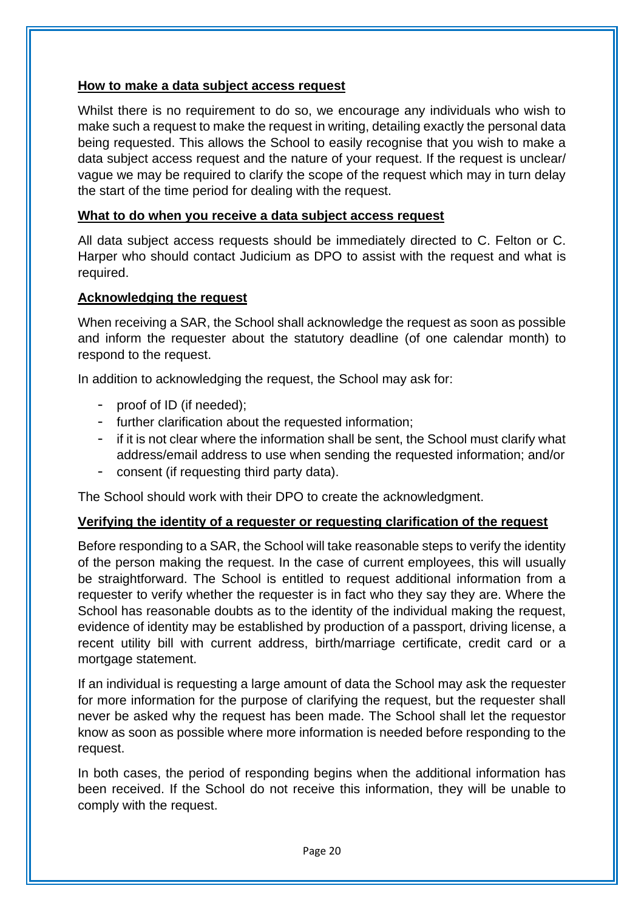## How to make a data subject access request

Whilst there is no requirement to do so, we encourage any individuals who wish to make such a request to make the request in writing, detailing exactly the personal data being requested. This allows the School to easily recognise that you wish to make a data subject access request and the nature of your request. If the request is unclear/ vague we may be required to clarify the scope of the request which may in turn delay the start of the time period for dealing with the request.

## What to do when you receive a data subject access request

All data subject access requests should be immediately directed to C. Felton or C. Harper who should contact Judicium as DPO to assist with the request and what is required.

## Acknowledging the request

When receiving a SAR, the School shall acknowledge the request as soon as possible and inform the requester about the statutory deadline (of one calendar month) to respond to the request.

In addition to acknowledging the request, the School may ask for:

- proof of ID (if needed);
- further clarification about the requested information;
- if it is not clear where the information shall be sent, the School must clarify what address/email address to use when sending the requested information; and/or
- consent (if requesting third party data).

The School should work with their DPO to create the acknowledgment.

## Verifying the identity of a requester or requesting clarification of the request

Before responding to a SAR, the School will take reasonable steps to verify the identity of the person making the request. In the case of current employees, this will usually be straightforward. The School is entitled to request additional information from a requester to verify whether the requester is in fact who they say they are. Where the School has reasonable doubts as to the identity of the individual making the request, evidence of identity may be established by production of a passport, driving license, a recent utility bill with current address, birth/marriage certificate, credit card or a mortgage statement.

If an individual is requesting a large amount of data the School may ask the requester for more information for the purpose of clarifying the request, but the requester shall never be asked why the request has been made. The School shall let the requestor know as soon as possible where more information is needed before responding to the request.

In both cases, the period of responding begins when the additional information has been received. If the School do not receive this information, they will be unable to comply with the request.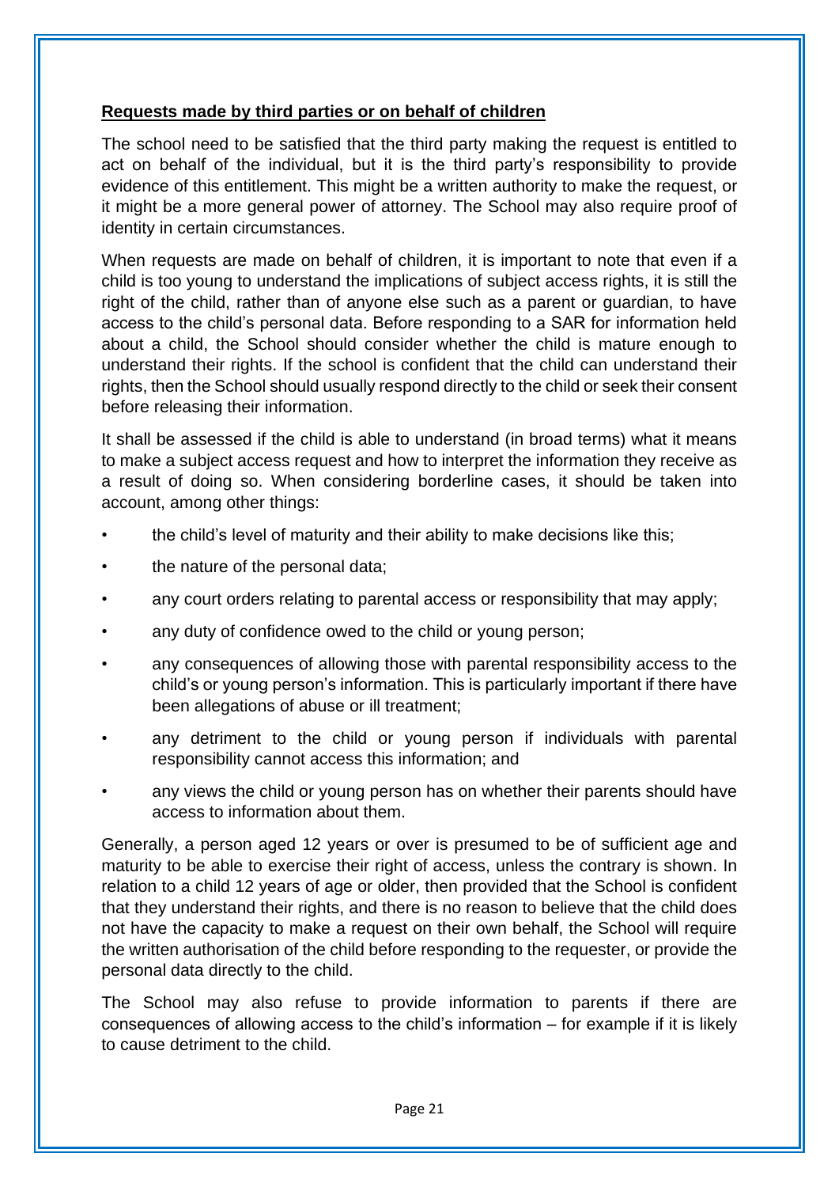**Requests made by third parties or on behalf of children**

The school need to be satisfied that the third party making the request is entitled to act on behalf of the individual, but it is the third party's responsibility to provide evidence of this entitlement. This might be a written authority to make the request, or it might be a more general power of attorney. The School may also require proof of identity in certain circumstances.

When requests are made on behalf of children, it is important to note that even if a child is too young to understand the implications of subject access rights, it is still the right of the child, rather than of anyone else such as a parent or guardian, to have access to the child's personal data. Before responding to a SAR for information held about a child, the School should consider whether the child is mature enough to understand their rights. If the school is confident that the child can understand their rights, then the School should usually respond directly to the child or seek their consent before releasing their information.

It shall be assessed if the child is able to understand (in broad terms) what it means to make a subject access request and how to interpret the information they receive as a result of doing so. When considering borderline cases, it should be taken into account, among other things:

- the child's level of maturity and their ability to make decisions like this;
- the nature of the personal data;
- any court orders relating to parental access or responsibility that may apply;
- any duty of confidence owed to the child or young person;
- any consequences of allowing those with parental responsibility access to the child's or young person's information. This is particularly important if there have been allegations of abuse or ill treatment;
- any detriment to the child or young person if individuals with parental responsibility cannot access this information; and
- any views the child or young person has on whether their parents should have access to information about them.

Generally, a person aged 12 years or over is presumed to be of sufficient age and maturity to be able to exercise their right of access, unless the contrary is shown. In relation to a child 12 years of age or older, then provided that the School is confident that they understand their rights, and there is no reason to believe that the child does not have the capacity to make a request on their own behalf, the School will require the written authorisation of the child before responding to the requester, or provide the personal data directly to the child.

The School may also refuse to provide information to parents if there are consequences of allowing access to the child's information – for example if it is likely to cause detriment to the child.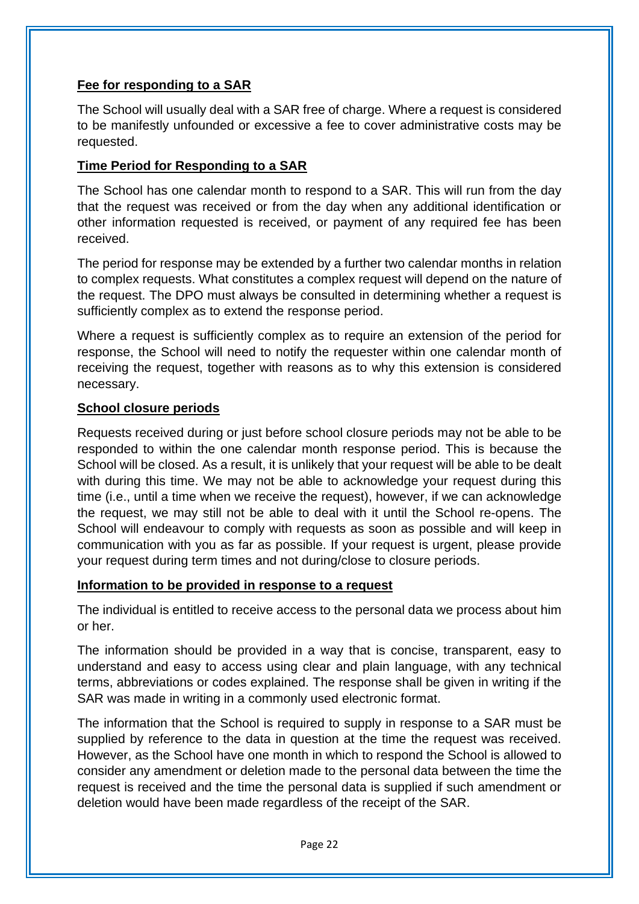**Fee for responding to a SAR**

The School will usually deal with a SAR free of charge. Where a request is considered to be manifestly unfounded or excessive a fee to cover administrative costs may be requested.

**Time Period for Responding to a SAR**

The School has one calendar month to respond to a SAR. This will run from the day that the request was received or from the day when any additional identification or other information requested is received, or payment of any required fee has been received.

The period for response may be extended by a further two calendar months in relation to complex requests. What constitutes a complex request will depend on the nature of the request. The DPO must always be consulted in determining whether a request is sufficiently complex as to extend the response period.

Where a request is sufficiently complex as to require an extension of the period for response, the School will need to notify the requester within one calendar month of receiving the request, together with reasons as to why this extension is considered necessary.

**School closure periods**

Requests received during or just before school closure periods may not be able to be responded to within the one calendar month response period. This is because the School will be closed. As a result, it is unlikely that your request will be able to be dealt with during this time. We may not be able to acknowledge your request during this time (i.e., until a time when we receive the request), however, if we can acknowledge the request, we may still not be able to deal with it until the School re-opens. The School will endeavour to comply with requests as soon as possible and will keep in communication with you as far as possible. If your request is urgent, please provide your request during term times and not during/close to closure periods.

**Information to be provided in response to a request**

The individual is entitled to receive access to the personal data we process about him or her.

The information should be provided in a way that is concise, transparent, easy to understand and easy to access using clear and plain language, with any technical terms, abbreviations or codes explained. The response shall be given in writing if the SAR was made in writing in a commonly used electronic format.

The information that the School is required to supply in response to a SAR must be supplied by reference to the data in question at the time the request was received. However, as the School have one month in which to respond the School is allowed to consider any amendment or deletion made to the personal data between the time the request is received and the time the personal data is supplied if such amendment or deletion would have been made regardless of the receipt of the SAR.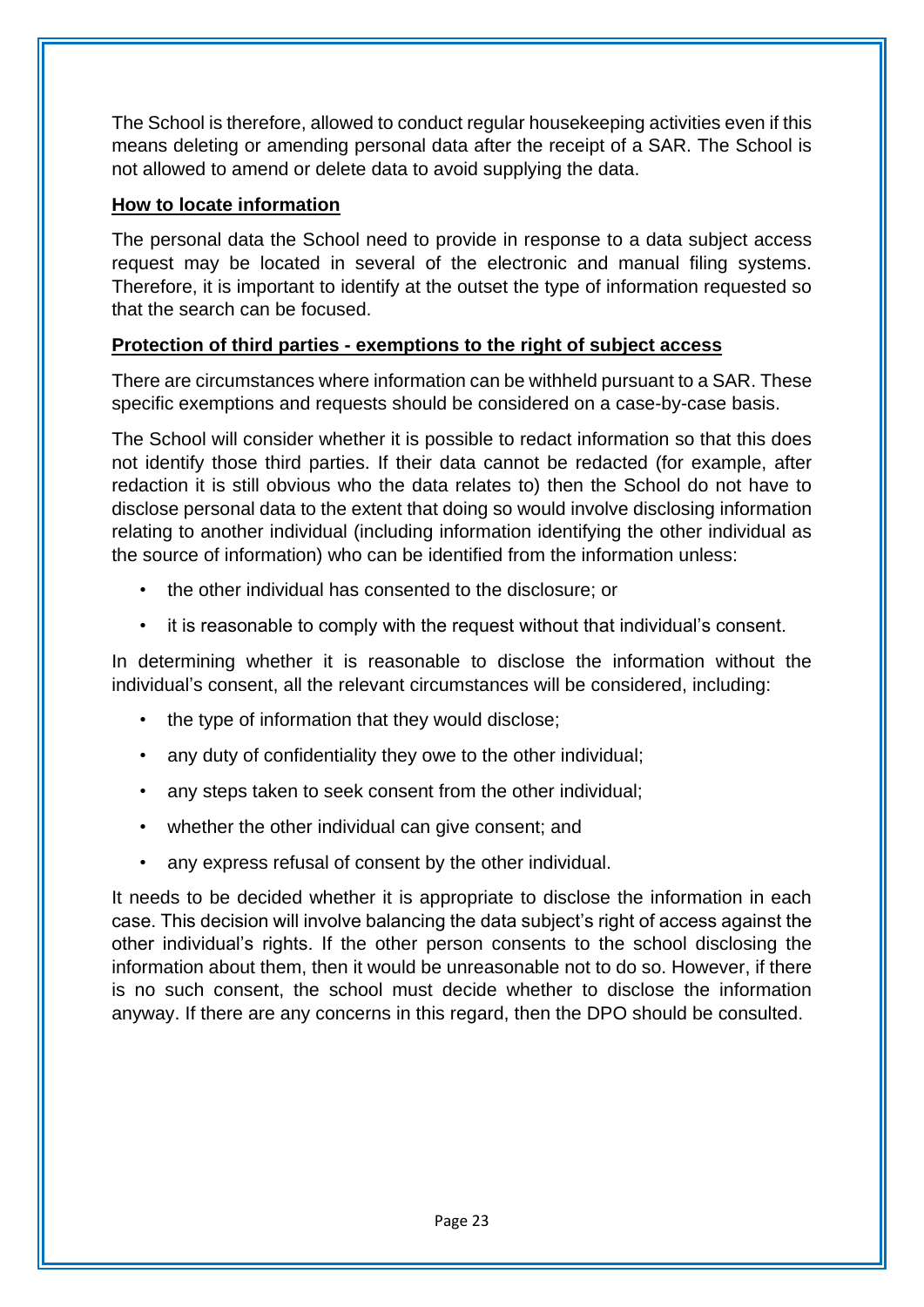The School is therefore, allowed to conduct regular housekeeping activities even if this means deleting or amending personal data after the receipt of a SAR. The School is not allowed to amend or delete data to avoid supplying the data.

**How to locate information**

The personal data the School need to provide in response to a data subject access request may be located in several of the electronic and manual filing systems. Therefore, it is important to identify at the outset the type of information requested so that the search can be focused.

**Protection of third parties - exemptions to the right of subject access**

There are circumstances where information can be withheld pursuant to a SAR. These specific exemptions and requests should be considered on a case-by-case basis.

The School will consider whether it is possible to redact information so that this does not identify those third parties. If their data cannot be redacted (for example, after redaction it is still obvious who the data relates to) then the School do not have to disclose personal data to the extent that doing so would involve disclosing information relating to another individual (including information identifying the other individual as the source of information) who can be identified from the information unless:

- the other individual has consented to the disclosure; or
- it is reasonable to comply with the request without that individual's consent.

In determining whether it is reasonable to disclose the information without the individual's consent, all the relevant circumstances will be considered, including:

- the type of information that they would disclose;
- any duty of confidentiality they owe to the other individual;
- any steps taken to seek consent from the other individual;
- whether the other individual can give consent; and
- any express refusal of consent by the other individual.

It needs to be decided whether it is appropriate to disclose the information in each case. This decision will involve balancing the data subject's right of access against the other individual's rights. If the other person consents to the school disclosing the information about them, then it would be unreasonable not to do so. However, if there is no such consent, the school must decide whether to disclose the information anyway. If there are any concerns in this regard, then the DPO should be consulted.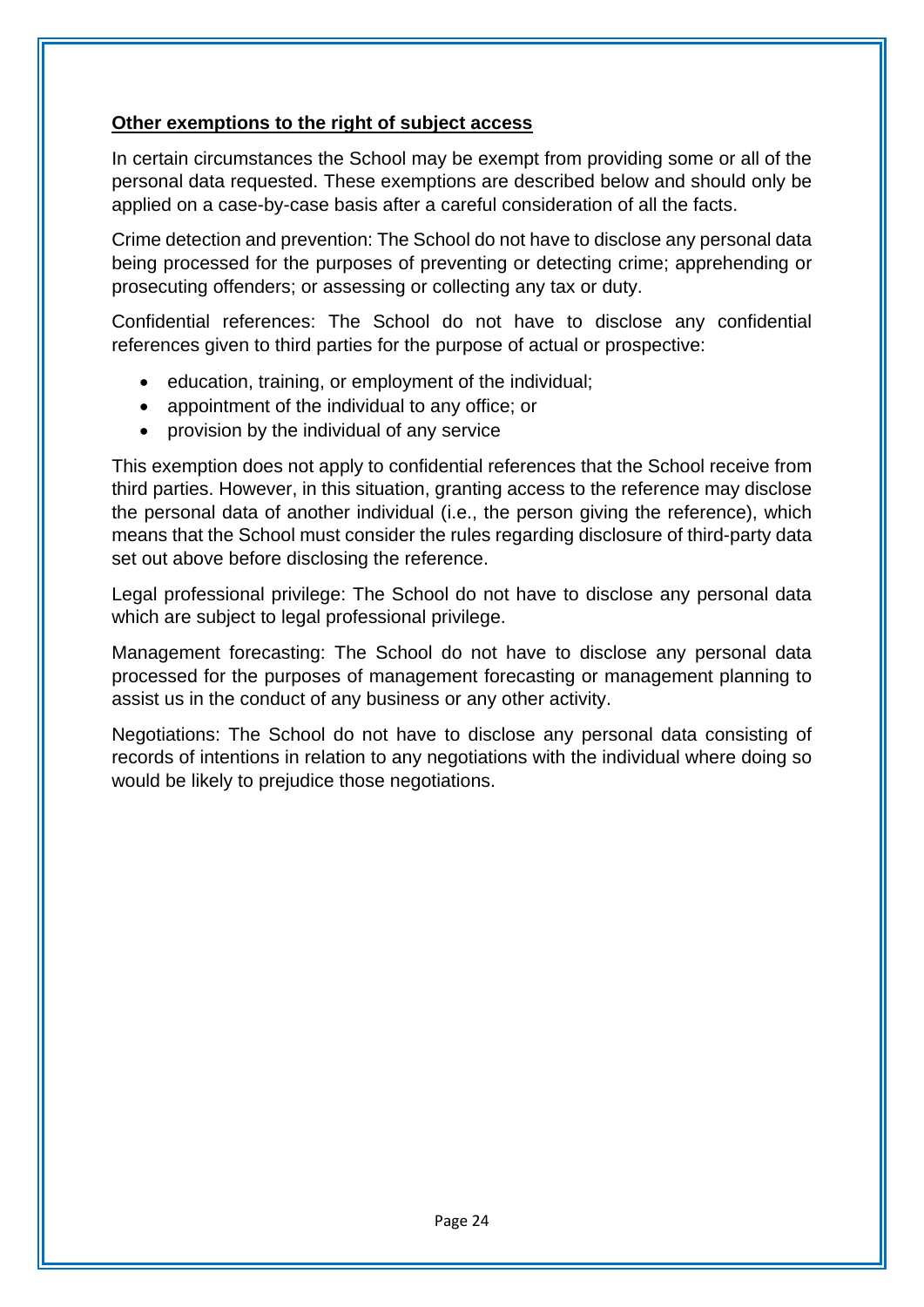**Other exemptions to the right of subject access**

In certain circumstances the School may be exempt from providing some or all of the personal data requested. These exemptions are described below and should only be applied on a case-by-case basis after a careful consideration of all the facts.

Crime detection and prevention: The School do not have to disclose any personal data being processed for the purposes of preventing or detecting crime; apprehending or prosecuting offenders; or assessing or collecting any tax or duty.

Confidential references: The School do not have to disclose any confidential references given to third parties for the purpose of actual or prospective:

- education, training, or employment of the individual;
- appointment of the individual to any office; or
- provision by the individual of any service

This exemption does not apply to confidential references that the School receive from third parties. However, in this situation, granting access to the reference may disclose the personal data of another individual (i.e., the person giving the reference), which means that the School must consider the rules regarding disclosure of third-party data set out above before disclosing the reference.

Legal professional privilege: The School do not have to disclose any personal data which are subject to legal professional privilege.

Management forecasting: The School do not have to disclose any personal data processed for the purposes of management forecasting or management planning to assist us in the conduct of any business or any other activity.

Negotiations: The School do not have to disclose any personal data consisting of records of intentions in relation to any negotiations with the individual where doing so would be likely to prejudice those negotiations.